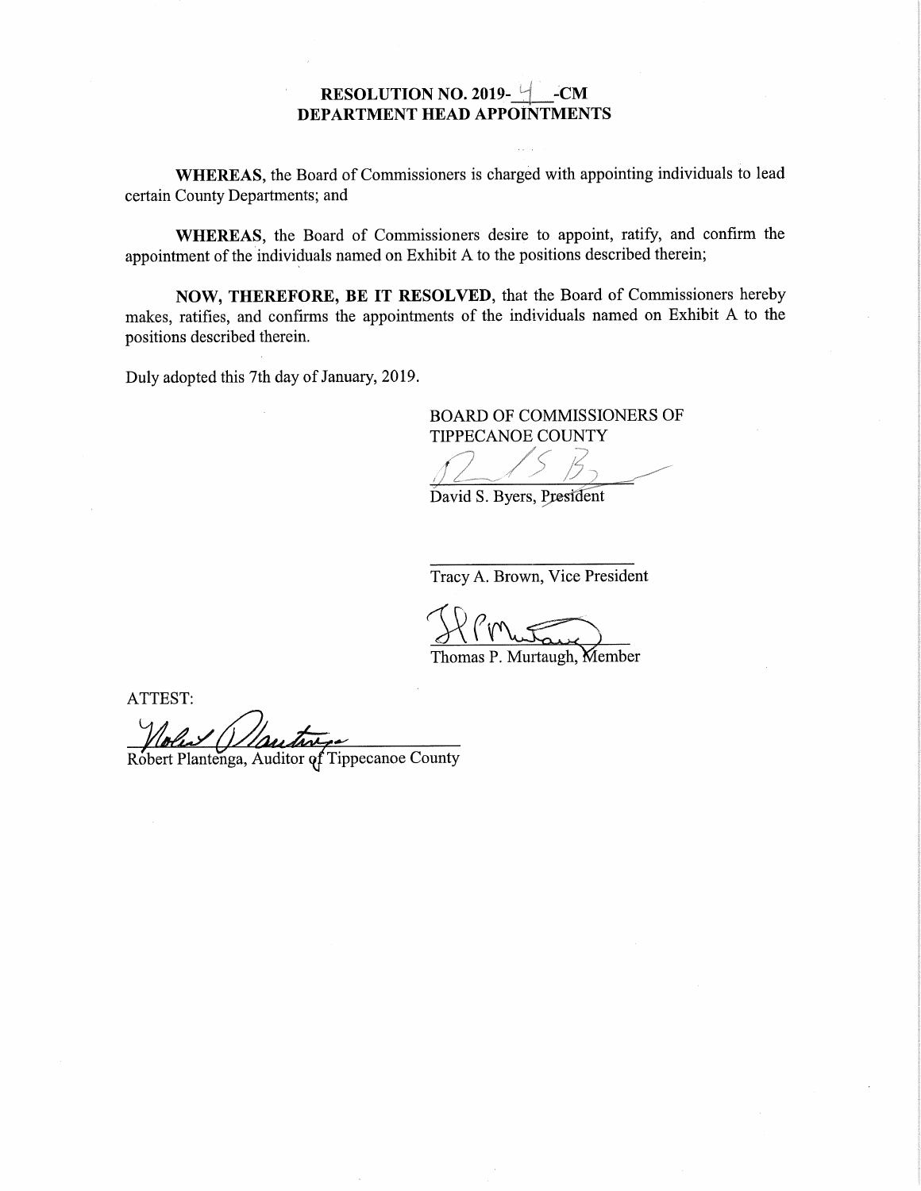# RESOLUTION NO. 2019-4-CM
# DEPARTMENT HEAD APPOINTMENTS

**WHEREAS**, the Board of Commissioners is charged with appointing individuals to lead certain County Departments; and

**WHEREAS**, the Board of Commissioners desire to appoint, ratify, and confirm the appointment of the individuals named on Exhibit A to the positions described therein;

**NOW, THEREFORE, BE IT RESOLVED**, that the Board of Commissioners hereby makes, ratifies, and confirms the appointments of the individuals named on Exhibit A to the positions described therein.

Duly adopted this 7th day of January, 2019.

BOARD OF COMMISSIONERS OF
TIPPECANOE COUNTY

David S. Byers, President

Tracy A. Brown, Vice President

Thomas P. Murtaugh, Member

ATTEST:

Robert Plantenga, Auditor of Tippecanoe County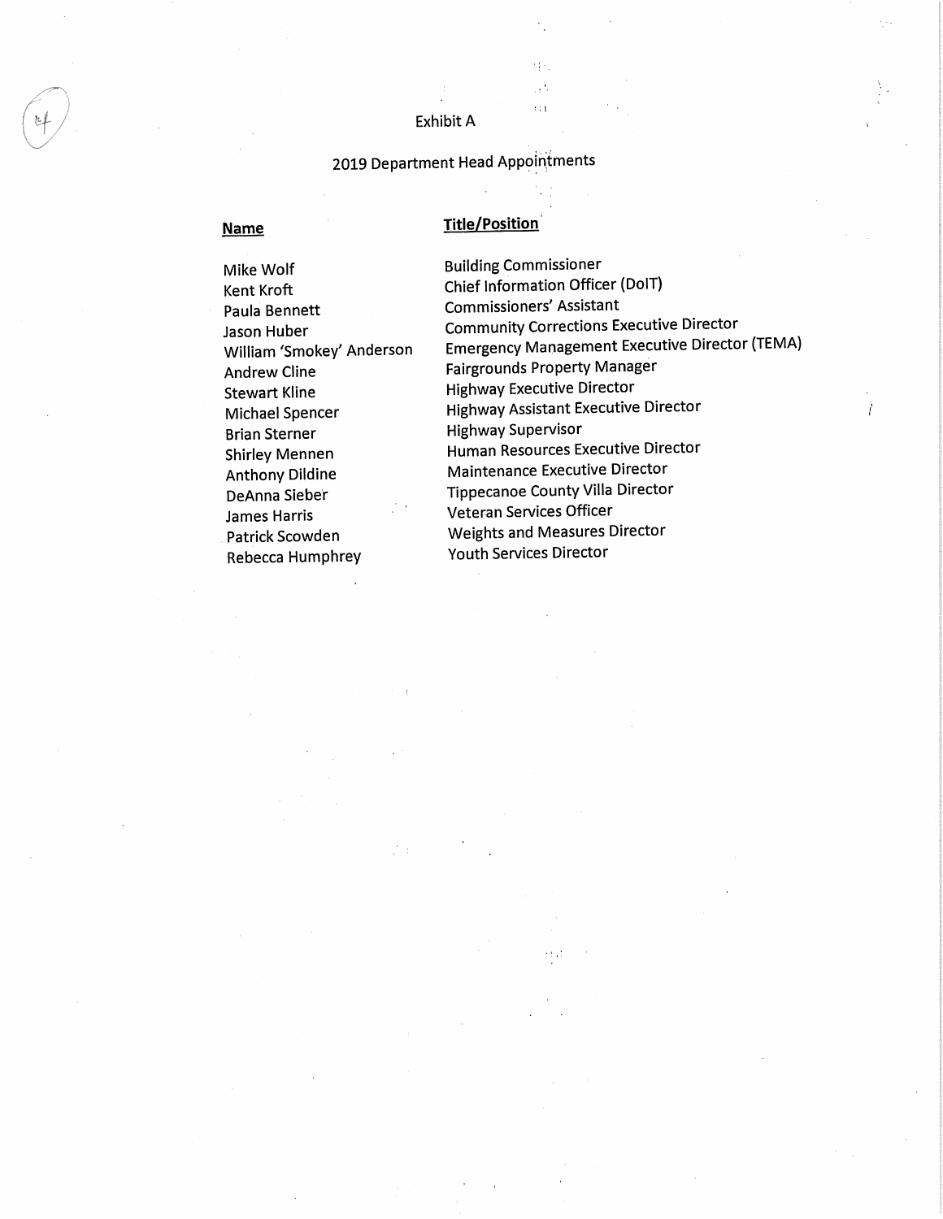Exhibit A

2019 Department Head Appointments

| **Name** | **Title/Position** |
|---|---|
| Mike Wolf | Building Commissioner |
| Kent Kroft | Chief Information Officer (DoIT) |
| Paula Bennett | Commissioners' Assistant |
| Jason Huber | Community Corrections Executive Director |
| William 'Smokey' Anderson | Emergency Management Executive Director (TEMA) |
| Andrew Cline | Fairgrounds Property Manager |
| Stewart Kline | Highway Executive Director |
| Michael Spencer | Highway Assistant Executive Director |
| Brian Sterner | Highway Supervisor |
| Shirley Mennen | Human Resources Executive Director |
| Anthony Dildine | Maintenance Executive Director |
| DeAnna Sieber | Tippecanoe County Villa Director |
| James Harris | Veteran Services Officer |
| Patrick Scowden | Weights and Measures Director |
| Rebecca Humphrey | Youth Services Director |